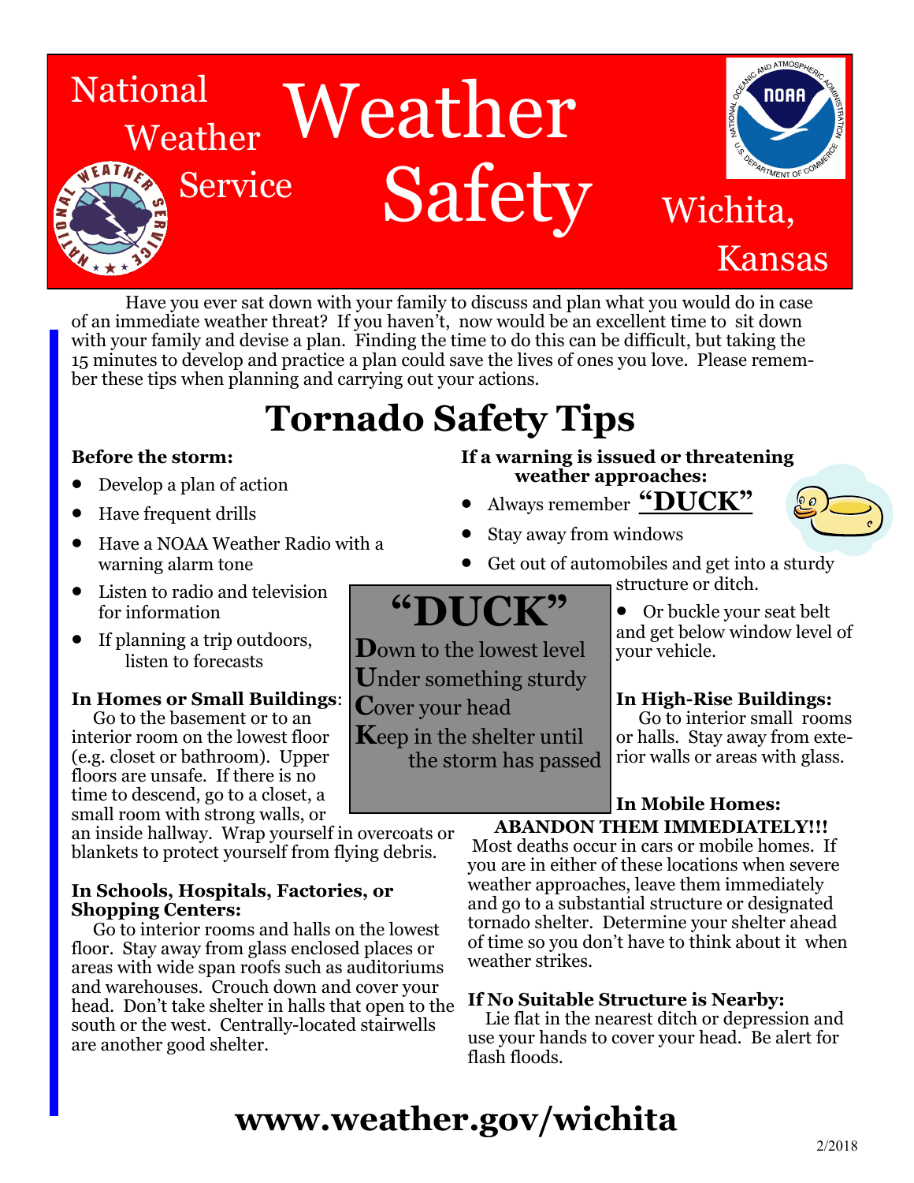# National Weather Service Weather Safety

Wichita, Kansas

Have you ever sat down with your family to discuss and plan what you would do in case of an immediate weather threat? If you haven't, now would be an excellent time to sit down with your family and devise a plan. Finding the time to do this can be difficult, but taking the 15 minutes to develop and practice a plan could save the lives of ones you love. Please remember these tips when planning and carrying out your actions.

## Tornado Safety Tips

**Before the storm:**

- Develop a plan of action
- Have frequent drills
- Have a NOAA Weather Radio with a warning alarm tone
- Listen to radio and television for information
- If planning a trip outdoors, listen to forecasts

**In Homes or Small Buildings**: Go to the basement or to an interior room on the lowest floor (e.g. closet or bathroom). Upper floors are unsafe. If there is no time to descend, go to a closet, a small room with strong walls, or an inside hallway. Wrap yourself in overcoats or blankets to protect yourself from flying debris.

**In Schools, Hospitals, Factories, or Shopping Centers:** Go to interior rooms and halls on the lowest floor. Stay away from glass enclosed places or areas with wide span roofs such as auditoriums and warehouses. Crouch down and cover your head. Don't take shelter in halls that open to the south or the west. Centrally-located stairwells are another good shelter.

### "DUCK"

**D**own to the lowest level
**U**nder something sturdy
**C**over your head
**K**eep in the shelter until the storm has passed

**If a warning is issued or threatening weather approaches:**

- Always remember **"DUCK"**
- Stay away from windows
- Get out of automobiles and get into a sturdy structure or ditch.
- Or buckle your seat belt and get below window level of your vehicle.

**In High-Rise Buildings:** Go to interior small rooms or halls. Stay away from exterior walls or areas with glass.

**In Mobile Homes:**

**ABANDON THEM IMMEDIATELY!!!** Most deaths occur in cars or mobile homes. If you are in either of these locations when severe weather approaches, leave them immediately and go to a substantial structure or designated tornado shelter. Determine your shelter ahead of time so you don't have to think about it when weather strikes.

**If No Suitable Structure is Nearby:** Lie flat in the nearest ditch or depression and use your hands to cover your head. Be alert for flash floods.

**www.weather.gov/wichita**

2/2018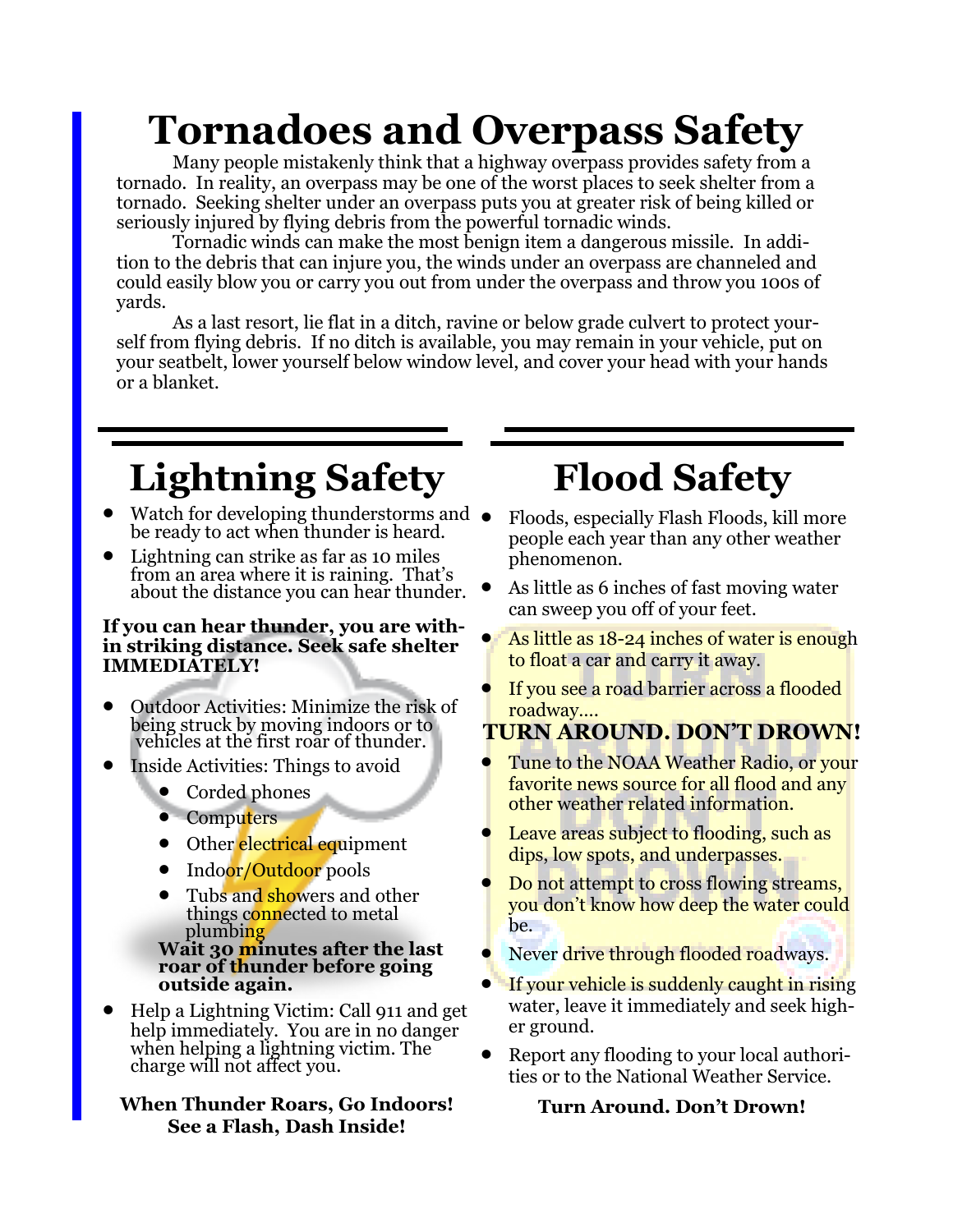# Tornadoes and Overpass Safety

Many people mistakenly think that a highway overpass provides safety from a tornado. In reality, an overpass may be one of the worst places to seek shelter from a tornado. Seeking shelter under an overpass puts you at greater risk of being killed or seriously injured by flying debris from the powerful tornadic winds.

Tornadic winds can make the most benign item a dangerous missile. In addition to the debris that can injure you, the winds under an overpass are channeled and could easily blow you or carry you out from under the overpass and throw you 100s of yards.

As a last resort, lie flat in a ditch, ravine or below grade culvert to protect yourself from flying debris. If no ditch is available, you may remain in your vehicle, put on your seatbelt, lower yourself below window level, and cover your head with your hands or a blanket.

# Lightning Safety

- Watch for developing thunderstorms and be ready to act when thunder is heard.
- Lightning can strike as far as 10 miles from an area where it is raining. That's about the distance you can hear thunder.

**If you can hear thunder, you are within striking distance. Seek safe shelter IMMEDIATELY!**

- Outdoor Activities: Minimize the risk of being struck by moving indoors or to vehicles at the first roar of thunder.
- Inside Activities: Things to avoid
  - Corded phones
  - Computers
  - Other electrical equipment
  - Indoor/Outdoor pools
  - Tubs and showers and other things connected to metal plumbing

  **Wait 30 minutes after the last roar of thunder before going outside again.**
- Help a Lightning Victim: Call 911 and get help immediately. You are in no danger when helping a lightning victim. The charge will not affect you.

**When Thunder Roars, Go Indoors!**
**See a Flash, Dash Inside!**

# Flood Safety

- Floods, especially Flash Floods, kill more people each year than any other weather phenomenon.
- As little as 6 inches of fast moving water can sweep you off of your feet.
- As little as 18-24 inches of water is enough to float a car and carry it away.
- If you see a road barrier across a flooded roadway....

**TURN AROUND. DON'T DROWN!**

- Tune to the NOAA Weather Radio, or your favorite news source for all flood and any other weather related information.
- Leave areas subject to flooding, such as dips, low spots, and underpasses.
- Do not attempt to cross flowing streams, you don't know how deep the water could be.
- Never drive through flooded roadways.
- If your vehicle is suddenly caught in rising water, leave it immediately and seek higher ground.
- Report any flooding to your local authorities or to the National Weather Service.

**Turn Around. Don't Drown!**